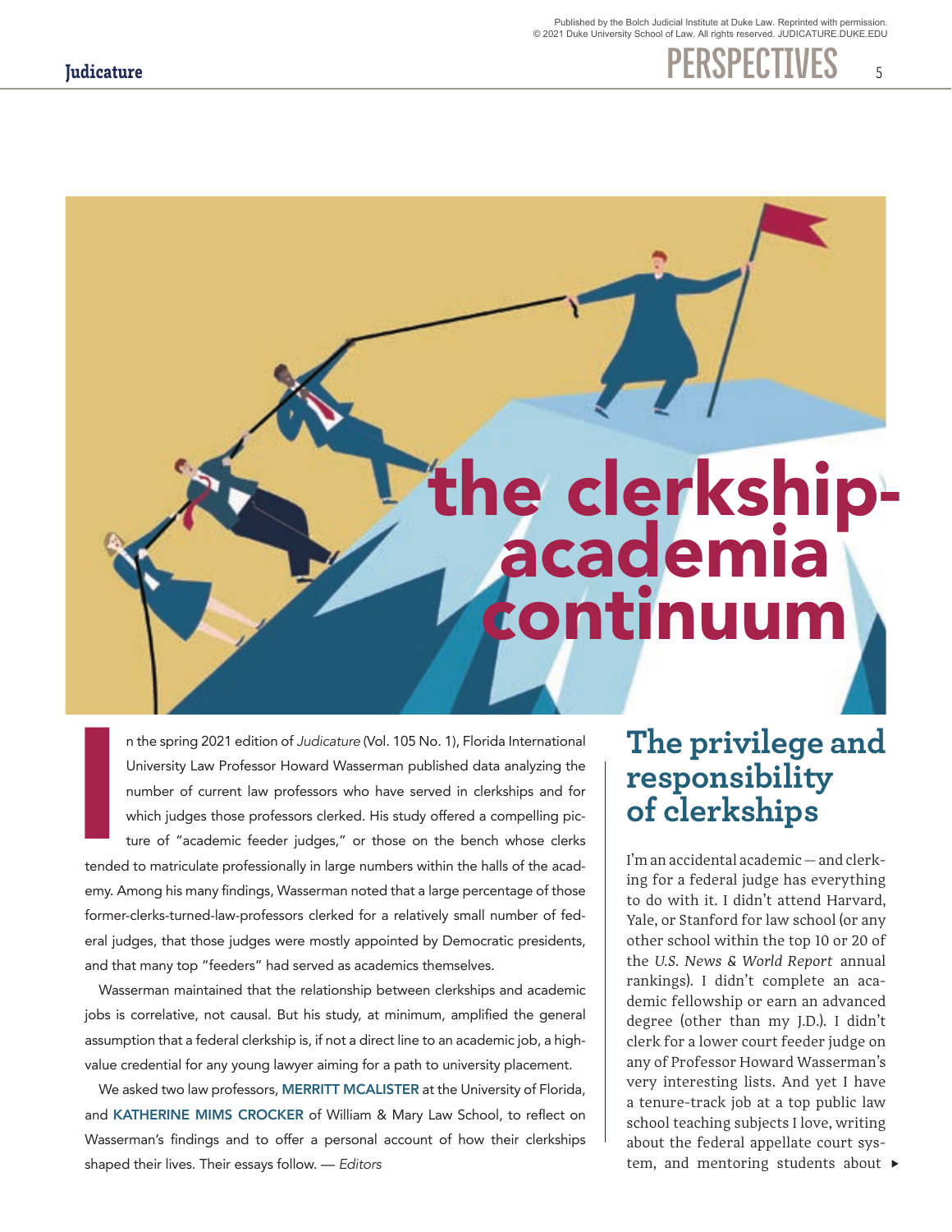# the clerkship-academia continuum

In the spring 2021 edition of *Judicature* (Vol. 105 No. 1), Florida International University Law Professor Howard Wasserman published data analyzing the number of current law professors who have served in clerkships and for which judges those professors clerked. His study offered a compelling picture of "academic feeder judges," or those on the bench whose clerks tended to matriculate professionally in large numbers within the halls of the academy. Among his many findings, Wasserman noted that a large percentage of those former-clerks-turned-law-professors clerked for a relatively small number of federal judges, that those judges were mostly appointed by Democratic presidents, and that many top "feeders" had served as academics themselves.

Wasserman maintained that the relationship between clerkships and academic jobs is correlative, not causal. But his study, at minimum, amplified the general assumption that a federal clerkship is, if not a direct line to an academic job, a high-value credential for any young lawyer aiming for a path to university placement.

We asked two law professors, **MERRITT MCALISTER** at the University of Florida, and **KATHERINE MIMS CROCKER** of William & Mary Law School, to reflect on Wasserman's findings and to offer a personal account of how their clerkships shaped their lives. Their essays follow. — *Editors*

## The privilege and responsibility of clerkships

I'm an accidental academic — and clerking for a federal judge has everything to do with it. I didn't attend Harvard, Yale, or Stanford for law school (or any other school within the top 10 or 20 of the *U.S. News & World Report* annual rankings). I didn't complete an academic fellowship or earn an advanced degree (other than my J.D.). I didn't clerk for a lower court feeder judge on any of Professor Howard Wasserman's very interesting lists. And yet I have a tenure-track job at a top public law school teaching subjects I love, writing about the federal appellate court system, and mentoring students about ▸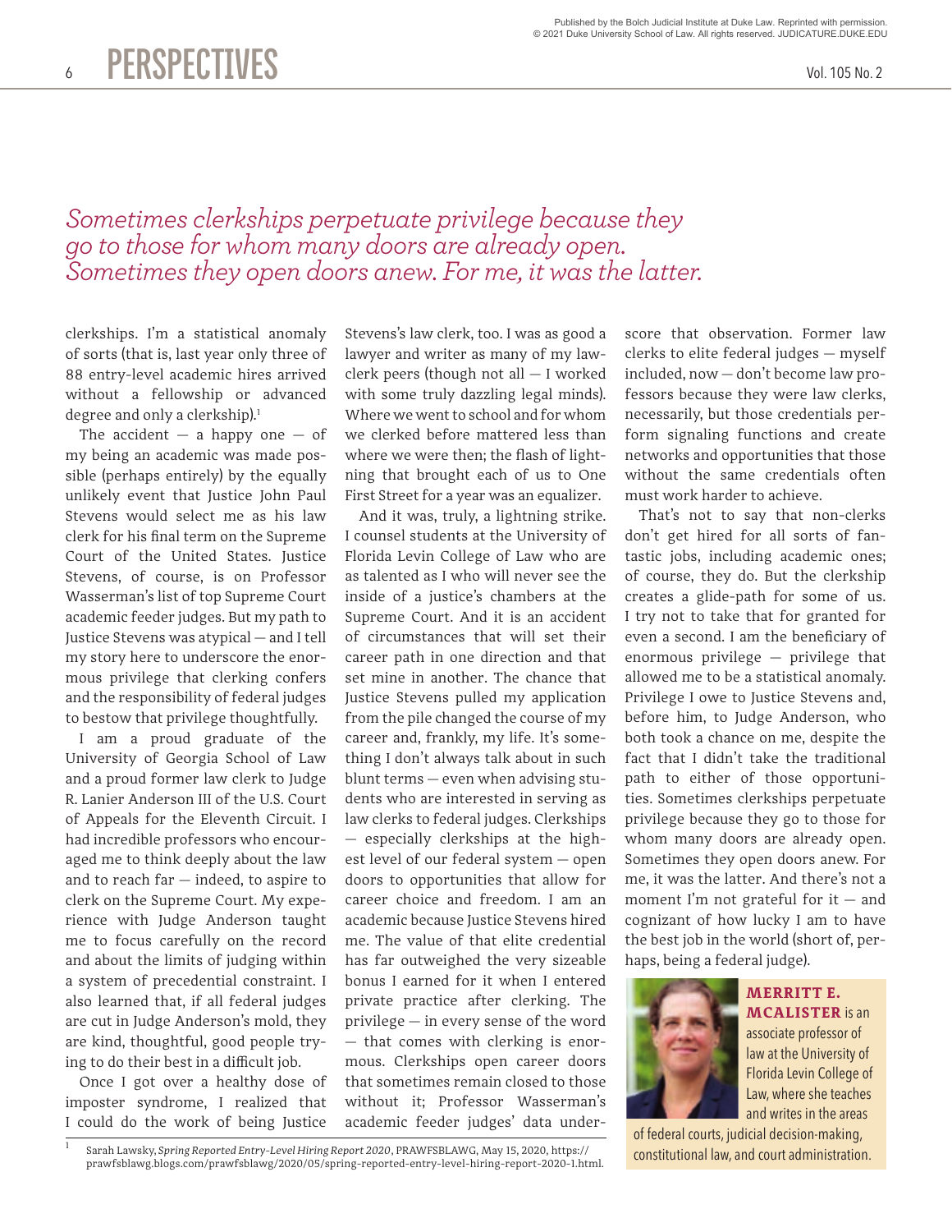*Sometimes clerkships perpetuate privilege because they go to those for whom many doors are already open. Sometimes they open doors anew. For me, it was the latter.*

clerkships. I'm a statistical anomaly of sorts (that is, last year only three of 88 entry-level academic hires arrived without a fellowship or advanced degree and only a clerkship).[1]

The accident — a happy one — of my being an academic was made possible (perhaps entirely) by the equally unlikely event that Justice John Paul Stevens would select me as his law clerk for his final term on the Supreme Court of the United States. Justice Stevens, of course, is on Professor Wasserman's list of top Supreme Court academic feeder judges. But my path to Justice Stevens was atypical — and I tell my story here to underscore the enormous privilege that clerking confers and the responsibility of federal judges to bestow that privilege thoughtfully.

I am a proud graduate of the University of Georgia School of Law and a proud former law clerk to Judge R. Lanier Anderson III of the U.S. Court of Appeals for the Eleventh Circuit. I had incredible professors who encouraged me to think deeply about the law and to reach far — indeed, to aspire to clerk on the Supreme Court. My experience with Judge Anderson taught me to focus carefully on the record and about the limits of judging within a system of precedential constraint. I also learned that, if all federal judges are cut in Judge Anderson's mold, they are kind, thoughtful, good people trying to do their best in a difficult job.

Once I got over a healthy dose of imposter syndrome, I realized that I could do the work of being Justice Stevens's law clerk, too. I was as good a lawyer and writer as many of my law-clerk peers (though not all — I worked with some truly dazzling legal minds). Where we went to school and for whom we clerked before mattered less than where we were then; the flash of lightning that brought each of us to One First Street for a year was an equalizer.

And it was, truly, a lightning strike. I counsel students at the University of Florida Levin College of Law who are as talented as I who will never see the inside of a justice's chambers at the Supreme Court. And it is an accident of circumstances that will set their career path in one direction and that set mine in another. The chance that Justice Stevens pulled my application from the pile changed the course of my career and, frankly, my life. It's something I don't always talk about in such blunt terms — even when advising students who are interested in serving as law clerks to federal judges. Clerkships — especially clerkships at the highest level of our federal system — open doors to opportunities that allow for career choice and freedom. I am an academic because Justice Stevens hired me. The value of that elite credential has far outweighed the very sizeable bonus I earned for it when I entered private practice after clerking. The privilege — in every sense of the word — that comes with clerking is enormous. Clerkships open career doors that sometimes remain closed to those without it; Professor Wasserman's academic feeder judges' data underscore that observation. Former law clerks to elite federal judges — myself included, now — don't become law professors because they were law clerks, necessarily, but those credentials perform signaling functions and create networks and opportunities that those without the same credentials often must work harder to achieve.

That's not to say that non-clerks don't get hired for all sorts of fantastic jobs, including academic ones; of course, they do. But the clerkship creates a glide-path for some of us. I try not to take that for granted for even a second. I am the beneficiary of enormous privilege — privilege that allowed me to be a statistical anomaly. Privilege I owe to Justice Stevens and, before him, to Judge Anderson, who both took a chance on me, despite the fact that I didn't take the traditional path to either of those opportunities. Sometimes clerkships perpetuate privilege because they go to those for whom many doors are already open. Sometimes they open doors anew. For me, it was the latter. And there's not a moment I'm not grateful for it — and cognizant of how lucky I am to have the best job in the world (short of, perhaps, being a federal judge).

**MERRITT E. MCALISTER** is an associate professor of law at the University of Florida Levin College of Law, where she teaches and writes in the areas of federal courts, judicial decision-making, constitutional law, and court administration.

[1] Sarah Lawsky, *Spring Reported Entry-Level Hiring Report 2020*, PRAWFSBLAWG, May 15, 2020, https://prawfsblawg.blogs.com/prawfsblawg/2020/05/spring-reported-entry-level-hiring-report-2020-1.html.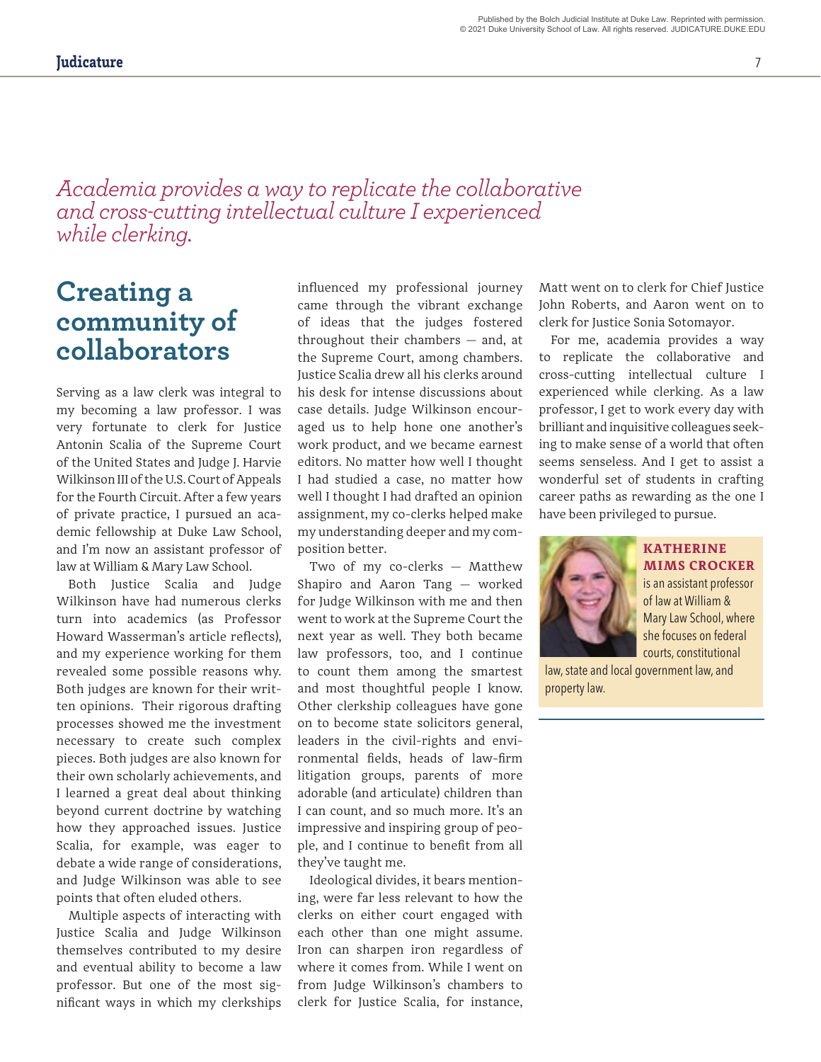*Academia provides a way to replicate the collaborative and cross-cutting intellectual culture I experienced while clerking.*

## Creating a community of collaborators

Serving as a law clerk was integral to my becoming a law professor. I was very fortunate to clerk for Justice Antonin Scalia of the Supreme Court of the United States and Judge J. Harvie Wilkinson III of the U.S. Court of Appeals for the Fourth Circuit. After a few years of private practice, I pursued an academic fellowship at Duke Law School, and I'm now an assistant professor of law at William & Mary Law School.

Both Justice Scalia and Judge Wilkinson have had numerous clerks turn into academics (as Professor Howard Wasserman's article reflects), and my experience working for them revealed some possible reasons why. Both judges are known for their written opinions. Their rigorous drafting processes showed me the investment necessary to create such complex pieces. Both judges are also known for their own scholarly achievements, and I learned a great deal about thinking beyond current doctrine by watching how they approached issues. Justice Scalia, for example, was eager to debate a wide range of considerations, and Judge Wilkinson was able to see points that often eluded others.

Multiple aspects of interacting with Justice Scalia and Judge Wilkinson themselves contributed to my desire and eventual ability to become a law professor. But one of the most significant ways in which my clerkships influenced my professional journey came through the vibrant exchange of ideas that the judges fostered throughout their chambers — and, at the Supreme Court, among chambers. Justice Scalia drew all his clerks around his desk for intense discussions about case details. Judge Wilkinson encouraged us to help hone one another's work product, and we became earnest editors. No matter how well I thought I had studied a case, no matter how well I thought I had drafted an opinion assignment, my co-clerks helped make my understanding deeper and my composition better.

Two of my co-clerks — Matthew Shapiro and Aaron Tang — worked for Judge Wilkinson with me and then went to work at the Supreme Court the next year as well. They both became law professors, too, and I continue to count them among the smartest and most thoughtful people I know. Other clerkship colleagues have gone on to become state solicitors general, leaders in the civil-rights and environmental fields, heads of law-firm litigation groups, parents of more adorable (and articulate) children than I can count, and so much more. It's an impressive and inspiring group of people, and I continue to benefit from all they've taught me.

Ideological divides, it bears mentioning, were far less relevant to how the clerks on either court engaged with each other than one might assume. Iron can sharpen iron regardless of where it comes from. While I went on from Judge Wilkinson's chambers to clerk for Justice Scalia, for instance, Matt went on to clerk for Chief Justice John Roberts, and Aaron went on to clerk for Justice Sonia Sotomayor.

For me, academia provides a way to replicate the collaborative and cross-cutting intellectual culture I experienced while clerking. As a law professor, I get to work every day with brilliant and inquisitive colleagues seeking to make sense of a world that often seems senseless. And I get to assist a wonderful set of students in crafting career paths as rewarding as the one I have been privileged to pursue.

**KATHERINE MIMS CROCKER** is an assistant professor of law at William & Mary Law School, where she focuses on federal courts, constitutional law, state and local government law, and property law.